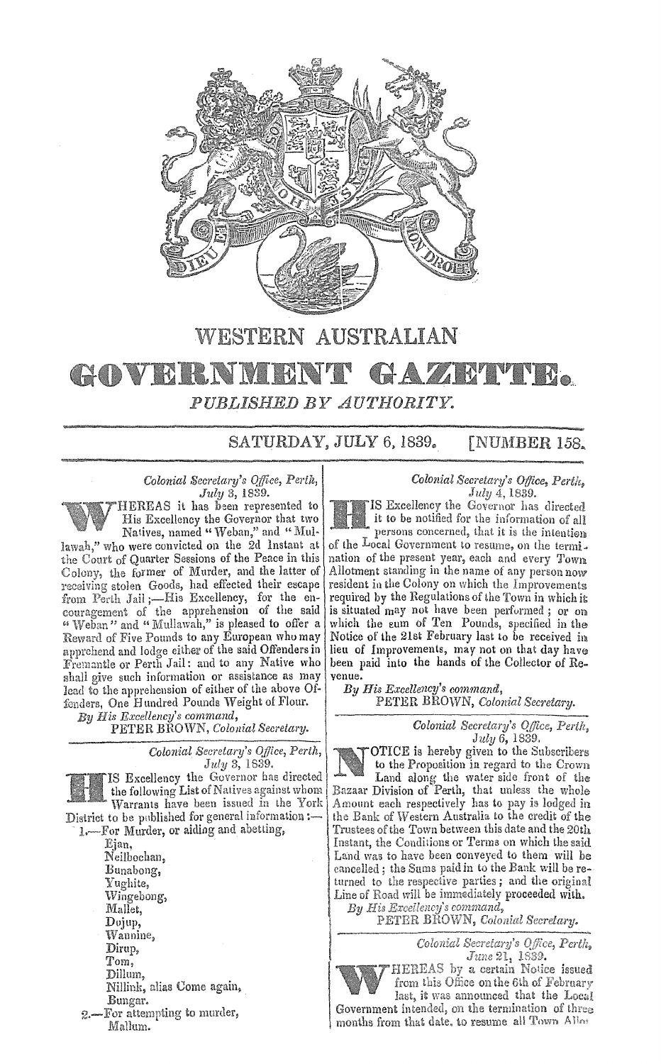# WESTERN AUSTRALIAN

# GOVERNMENT GAZETTE.

*PUBLISHED BY AUTHORITY.*

SATURDAY, JULY 6, 1839. [NUMBER 158.

*Colonial Secretary's Office, Perth,*
*July 3, 1839.*

WHEREAS it has been represented to His Excellency the Governor that two Natives, named "Weban," and "Mullawah," who were convicted on the 2d Instant at the Court of Quarter Sessions of the Peace in this Colony, the former of Murder, and the latter of receiving stolen Goods, had effected their escape from Perth Jail;—His Excellency, for the encouragement of the apprehension of the said "Weban" and "Mullawah," is pleased to offer a Reward of Five Pounds to any European who may apprehend and lodge either of the said Offenders in Fremantle or Perth Jail: and to any Native who shall give such information or assistance as may lead to the apprehension of either of the above Offenders, One Hundred Pounds Weight of Flour.

*By His Excellency's command,*
PETER BROWN, *Colonial Secretary.*

---

*Colonial Secretary's Office, Perth,*
*July 3, 1839.*

HIS Excellency the Governor has directed the following List of Natives against whom Warrants have been issued in the York District to be published for general information:—

1.—For Murder, or aiding and abetting,
- Ejan,
- Neilbochan,
- Bunabong,
- Yughite,
- Wingebong,
- Mallet,
- Dojup,
- Wannine,
- Dirup,
- Tom,
- Dillum,
- Nillink, alias Come again,
- Bungar.

2.—For attempting to murder,
- Mallum.

---

*Colonial Secretary's Office, Perth,*
*July 4, 1839.*

HIS Excellency the Governor has directed it to be notified for the information of all persons concerned, that it is the intention of the Local Government to resume, on the termination of the present year, each and every Town Allotment standing in the name of any person now resident in the Colony on which the Improvements required by the Regulations of the Town in which it is situated may not have been performed; or on which the sum of Ten Pounds, specified in the Notice of the 21st February last to be received in lieu of Improvements, may not on that day have been paid into the hands of the Collector of Revenue.

*By His Excellency's command,*
PETER BROWN, *Colonial Secretary.*

---

*Colonial Secretary's Office, Perth,*
*July 6, 1839.*

NOTICE is hereby given to the Subscribers to the Proposition in regard to the Crown Land along the water side front of the Bazaar Division of Perth, that unless the whole Amount each respectively has to pay is lodged in the Bank of Western Australia to the credit of the Trustees of the Town between this date and the 20th Instant, the Conditions or Terms on which the said Land was to have been conveyed to them will be cancelled; the Sums paid in to the Bank will be returned to the respective parties; and the original Line of Road will be immediately proceeded with.

*By His Excellency's command,*
PETER BROWN, *Colonial Secretary.*

---

*Colonial Secretary's Office, Perth,*
*June 21, 1839.*

WHEREAS by a certain Notice issued from this Office on the 6th of February last, it was announced that the Local Government intended, on the termination of three months from that date, to resume all Town Allot-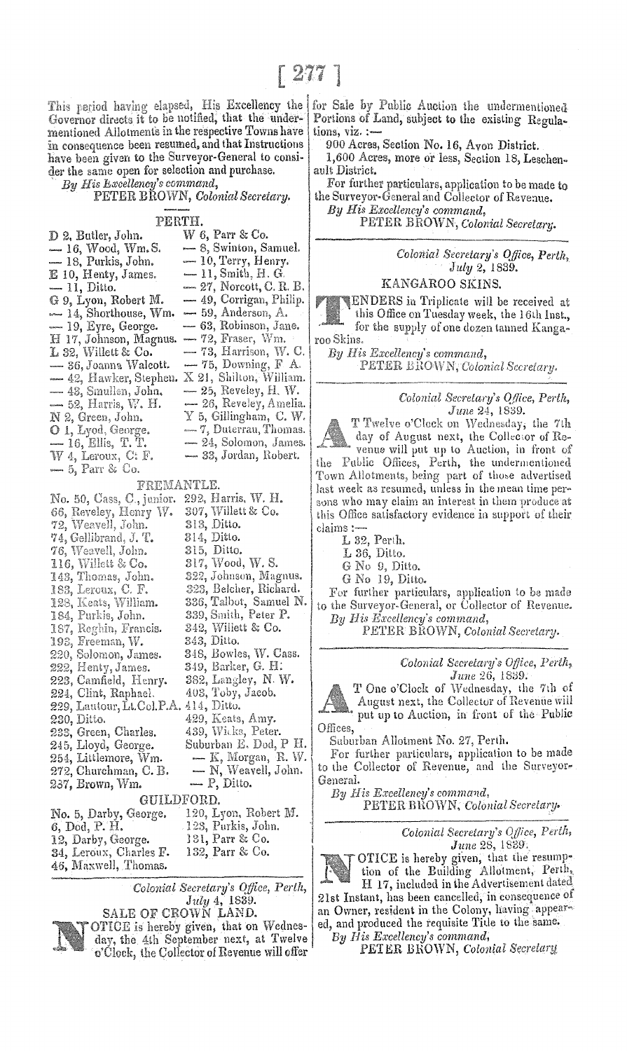This period having elapsed, His Excellency the Governor directs it to be notified, that the undermentioned Allotments in the respective Towns have in consequence been resumed, and that Instructions have been given to the Surveyor-General to consider the same open for selection and purchase.

*By His Excellency's command,*
PETER BROWN, *Colonial Secretary.*

## PERTH.

| | |
|---|---|
| D 2, Butler, John. | W 6, Parr & Co. |
| — 16, Wood, Wm. S. | — 8, Swinton, Samuel. |
| — 18, Purkis, John. | — 10, Terry, Henry. |
| E 10, Henty, James. | — 11, Smith, H. G. |
| — 11, Ditto. | — 27, Norcott, C. R. B. |
| G 9, Lyon, Robert M. | — 49, Corrigan, Philip. |
| — 14, Shorthouse, Wm. | — 59, Anderson, A. |
| — 19, Eyre, George. | — 63, Robinson, Jane. |
| H 17, Johnson, Magnus. | — 72, Fraser, Wm. |
| L 32, Willett & Co. | — 73, Harrison, W. C. |
| — 36, Joanna Walcott. | — 75, Downing, F. A. |
| — 42, Hawker, Stephen. | X 21, Shilton, William. |
| — 43, Smullen, John. | — 25, Reveley, H. W. |
| — 52, Harris, W. H. | — 26, Reveley, Amelia. |
| N 2, Green, John. | Y 5, Gillingham, C. W. |
| O 1, Lyod, George. | — 7, Duterrau, Thomas. |
| — 16, Ellis, T. T. | — 24, Solomon, James. |
| W 4, Leroux, C. F. | — 33, Jordan, Robert. |
| — 5, Parr & Co. | |

## FREMANTLE.

| | |
|---|---|
| No. 50, Cass, C., junior. | 292, Harris, W. H. |
| 66, Reveley, Henry W. | 307, Willett & Co. |
| 72, Weavell, John. | 313, Ditto. |
| 74, Gellibrand, J. T. | 314, Ditto. |
| 76, Weavell, John. | 315, Ditto. |
| 116, Willett & Co. | 317, Wood, W. S. |
| 143, Thomas, John. | 322, Johnson, Magnus. |
| 183, Leroux, C. F. | 323, Belcher, Richard. |
| 128, Keats, William. | 336, Talbot, Samuel N. |
| 184, Purkis, John. | 339, Smith, Peter P. |
| 187, Reghin, Francis. | 342, Willett & Co. |
| 193, Freeman, W. | 343, Ditto. |
| 220, Solomon, James. | 346, Bowles, W. Cass. |
| 222, Henty, James. | 349, Barker, G. H. |
| 223, Camfield, Henry. | 362, Langley, N. W. |
| 224, Clint, Raphael. | 403, Toby, Jacob. |
| 229, Lautour, Lt.Col.P.A. | 414, Ditto. |
| 230, Ditto. | 429, Keats, Amy. |
| 233, Green, Charles. | 439, Wicks, Peter. |
| 245, Lloyd, George. | Suburban E, Dod, P H. |
| 254, Littlemore, Wm. | — K, Morgan, R. W. |
| 272, Churchman, C. B. | — N, Weavell, John. |
| 287, Brown, Wm. | — P, Ditto. |

## GUILDFORD.

| | |
|---|---|
| No. 5, Darby, George. | 120, Lyon, Robert M. |
| 6, Dod, P. H. | 123, Purkis, John. |
| 12, Darby, George. | 131, Parr & Co. |
| 34, Leroux, Charles F. | 132, Parr & Co. |
| 46, Maxwell, Thomas. | |

---

*Colonial Secretary's Office, Perth,*
*July 4, 1839.*

### SALE OF CROWN LAND.

NOTICE is hereby given, that on Wednesday, the 4th September next, at Twelve o'Clock, the Collector of Revenue will offer for Sale by Public Auction the undermentioned Portions of Land, subject to the existing Regulations, viz. :—

900 Acres, Section No. 16, Avon District.

1,600 Acres, more or less, Section 18, Leschenault District.

For further particulars, application to be made to the Surveyor-General and Collector of Revenue.

*By His Excellency's command,*
PETER BROWN, *Colonial Secretary.*

---

*Colonial Secretary's Office, Perth,*
*July 2, 1839.*

### KANGAROO SKINS.

TENDERS in Triplicate will be received at this Office on Tuesday week, the 16th Inst., for the supply of one dozen tanned Kangaroo Skins.

*By His Excellency's command,*
PETER BROWN, *Colonial Secretary.*

---

*Colonial Secretary's Office, Perth,*
*June 24, 1839.*

AT Twelve o'Clock on Wednesday, the 7th day of August next, the Collector of Revenue will put up to Auction, in front of the Public Offices, Perth, the undermentioned Town Allotments, being part of those advertised last week as resumed, unless in the mean time persons who may claim an interest in them produce at this Office satisfactory evidence in support of their claims :—

L 32, Perth.
L 36, Ditto.
G No 9, Ditto.
G No 19, Ditto.

For further particulars, application to be made to the Surveyor-General, or Collector of Revenue.

*By His Excellency's command,*
PETER BROWN, *Colonial Secretary.*

---

*Colonial Secretary's Office, Perth,*
*June 26, 1839.*

AT One o'Clock of Wednesday, the 7th of August next, the Collector of Revenue will put up to Auction, in front of the Public Offices,

Suburban Allotment No. 27, Perth.

For further particulars, application to be made to the Collector of Revenue, and the Surveyor-General.

*By His Excellency's command,*
PETER BROWN, *Colonial Secretary.*

---

*Colonial Secretary's Office, Perth,*
*June 28, 1839.*

NOTICE is hereby given, that the resumption of the Building Allotment, Perth, H 17, included in the Advertisement dated 21st Instant, has been cancelled, in consequence of an Owner, resident in the Colony, having appeared, and produced the requisite Title to the same.

*By His Excellency's command,*
PETER BROWN, *Colonial Secretary.*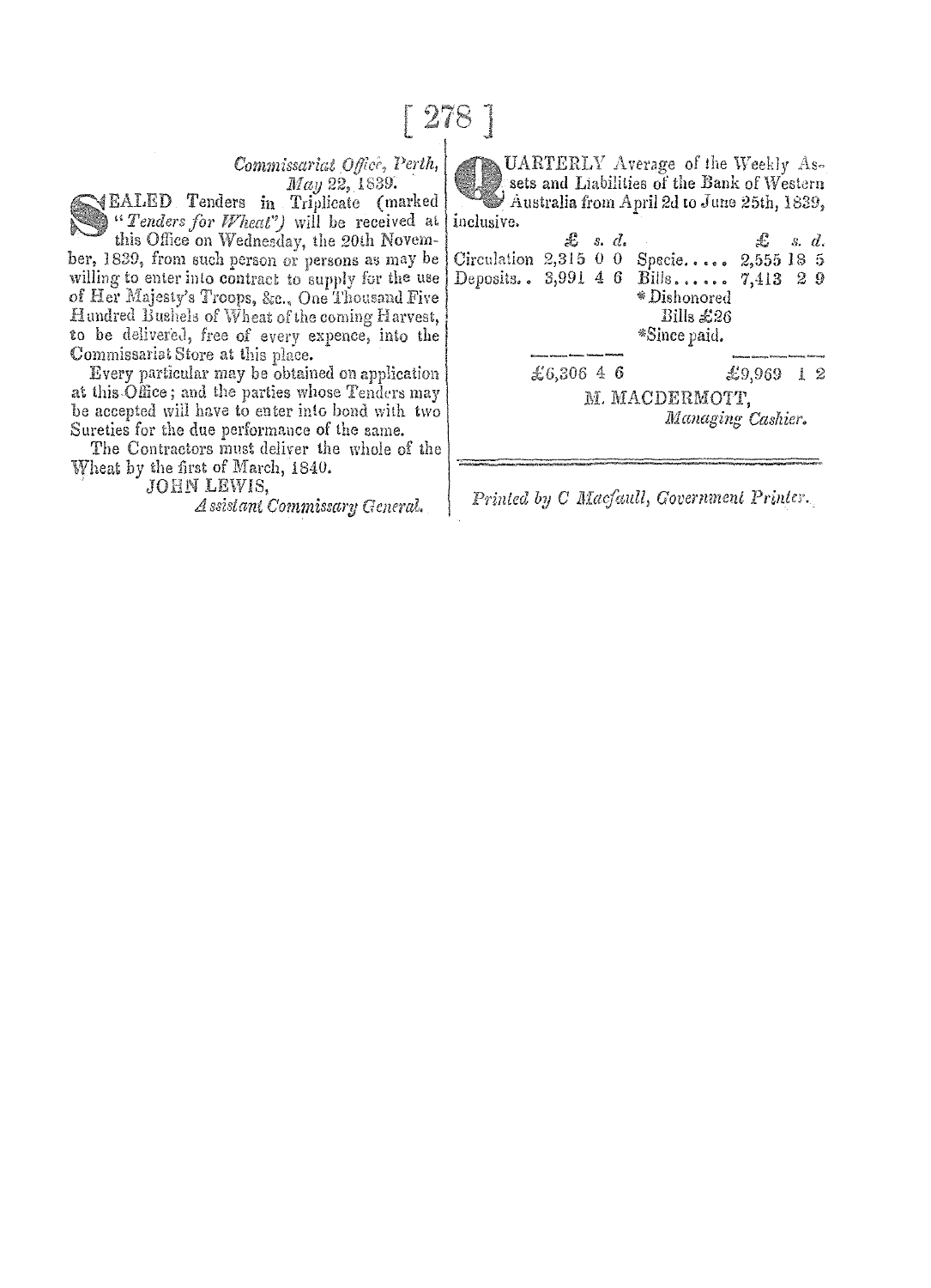Commissarial Office, Perth,
*May 22, 1839.*

SEALED Tenders in Triplicate (marked "*Tenders for Wheat*") will be received at this Office on Wednesday, the 20th November, 1839, from such person or persons as may be willing to enter into contract to supply for the use of Her Majesty's Troops, &c., One Thousand Five Hundred Bushels of Wheat of the coming Harvest, to be delivered, free of every expence, into the Commissariat Store at this place.

Every particular may be obtained on application at this Office; and the parties whose Tenders may be accepted will have to enter into bond with two Sureties for the due performance of the same.

The Contractors must deliver the whole of the Wheat by the first of March, 1840.

JOHN LEWIS,
*Assistant Commissary General.*

---

QUARTERLY Average of the Weekly Assets and Liabilities of the Bank of Western Australia from April 2d to June 25th, 1839, inclusive.

| | £ s. d. | | £ s. d. |
|---|---|---|---|
| Circulation | 2,315 0 0 | Specie..... | 2,555 18 5 |
| Deposits.. | 3,991 4 6 | Bills...... | 7,413 2 9 |
| | | *Dishonored Bills £26 *Since paid. | |
| | £6,306 4 6 | | £9,969 1 2 |

M. MACDERMOTT,
*Managing Cashier.*

---

*Printed by C Macfaull, Government Printer.*